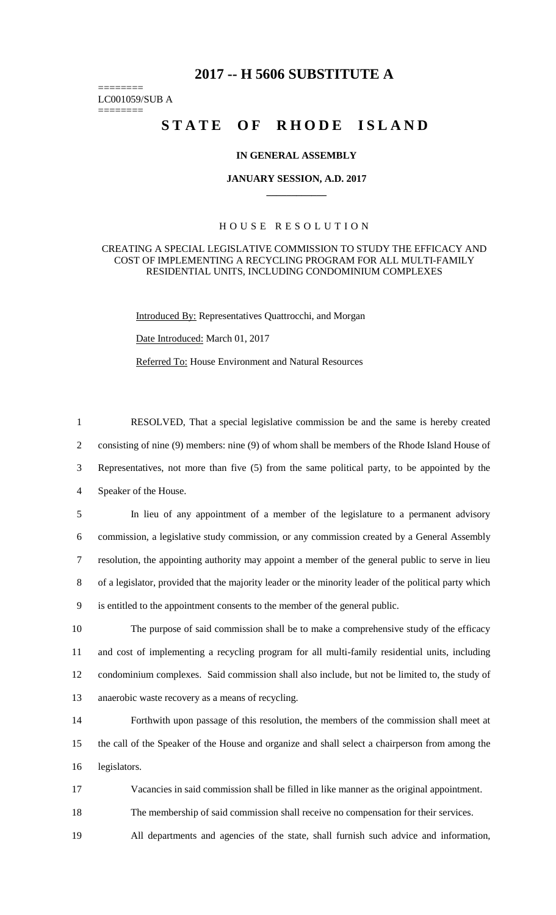# 2017 -- H 5606 SUBSTITUTE A

========
LC001059/SUB A
========

## STATE OF RHODE ISLAND

**IN GENERAL ASSEMBLY**

**JANUARY SESSION, A.D. 2017**

HOUSE RESOLUTION

CREATING A SPECIAL LEGISLATIVE COMMISSION TO STUDY THE EFFICACY AND COST OF IMPLEMENTING A RECYCLING PROGRAM FOR ALL MULTI-FAMILY RESIDENTIAL UNITS, INCLUDING CONDOMINIUM COMPLEXES

Introduced By: Representatives Quattrocchi, and Morgan

Date Introduced: March 01, 2017

Referred To: House Environment and Natural Resources

1 RESOLVED, That a special legislative commission be and the same is hereby created
2 consisting of nine (9) members: nine (9) of whom shall be members of the Rhode Island House of
3 Representatives, not more than five (5) from the same political party, to be appointed by the
4 Speaker of the House.

5 In lieu of any appointment of a member of the legislature to a permanent advisory
6 commission, a legislative study commission, or any commission created by a General Assembly
7 resolution, the appointing authority may appoint a member of the general public to serve in lieu
8 of a legislator, provided that the majority leader or the minority leader of the political party which
9 is entitled to the appointment consents to the member of the general public.

10 The purpose of said commission shall be to make a comprehensive study of the efficacy
11 and cost of implementing a recycling program for all multi-family residential units, including
12 condominium complexes. Said commission shall also include, but not be limited to, the study of
13 anaerobic waste recovery as a means of recycling.

14 Forthwith upon passage of this resolution, the members of the commission shall meet at
15 the call of the Speaker of the House and organize and shall select a chairperson from among the
16 legislators.

17 Vacancies in said commission shall be filled in like manner as the original appointment.

18 The membership of said commission shall receive no compensation for their services.

19 All departments and agencies of the state, shall furnish such advice and information,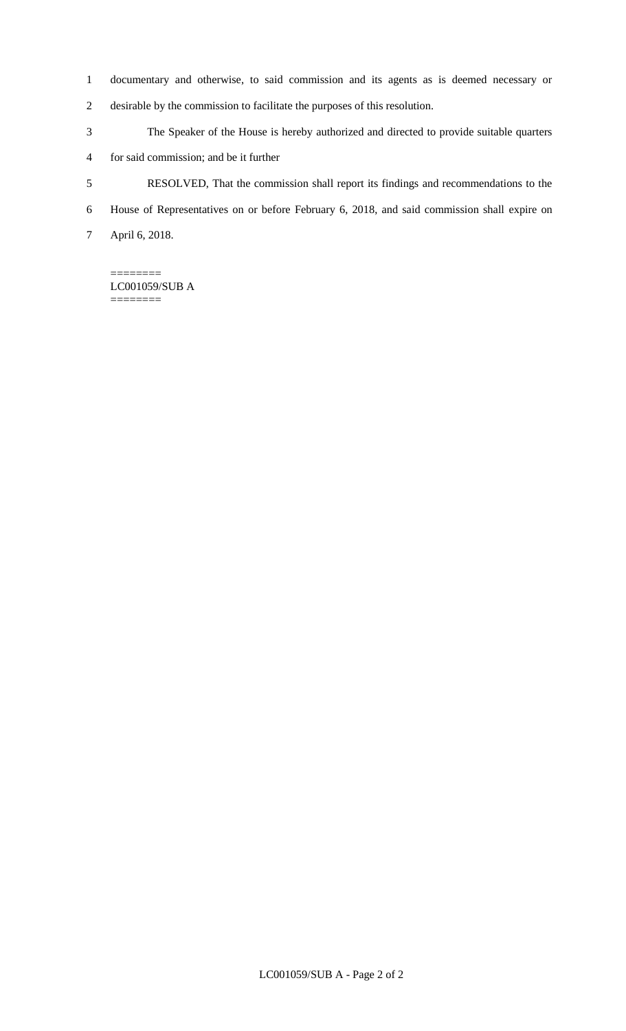documentary and otherwise, to said commission and its agents as is deemed necessary or desirable by the commission to facilitate the purposes of this resolution.

The Speaker of the House is hereby authorized and directed to provide suitable quarters for said commission; and be it further

RESOLVED, That the commission shall report its findings and recommendations to the House of Representatives on or before February 6, 2018, and said commission shall expire on April 6, 2018.

========
LC001059/SUB A
========